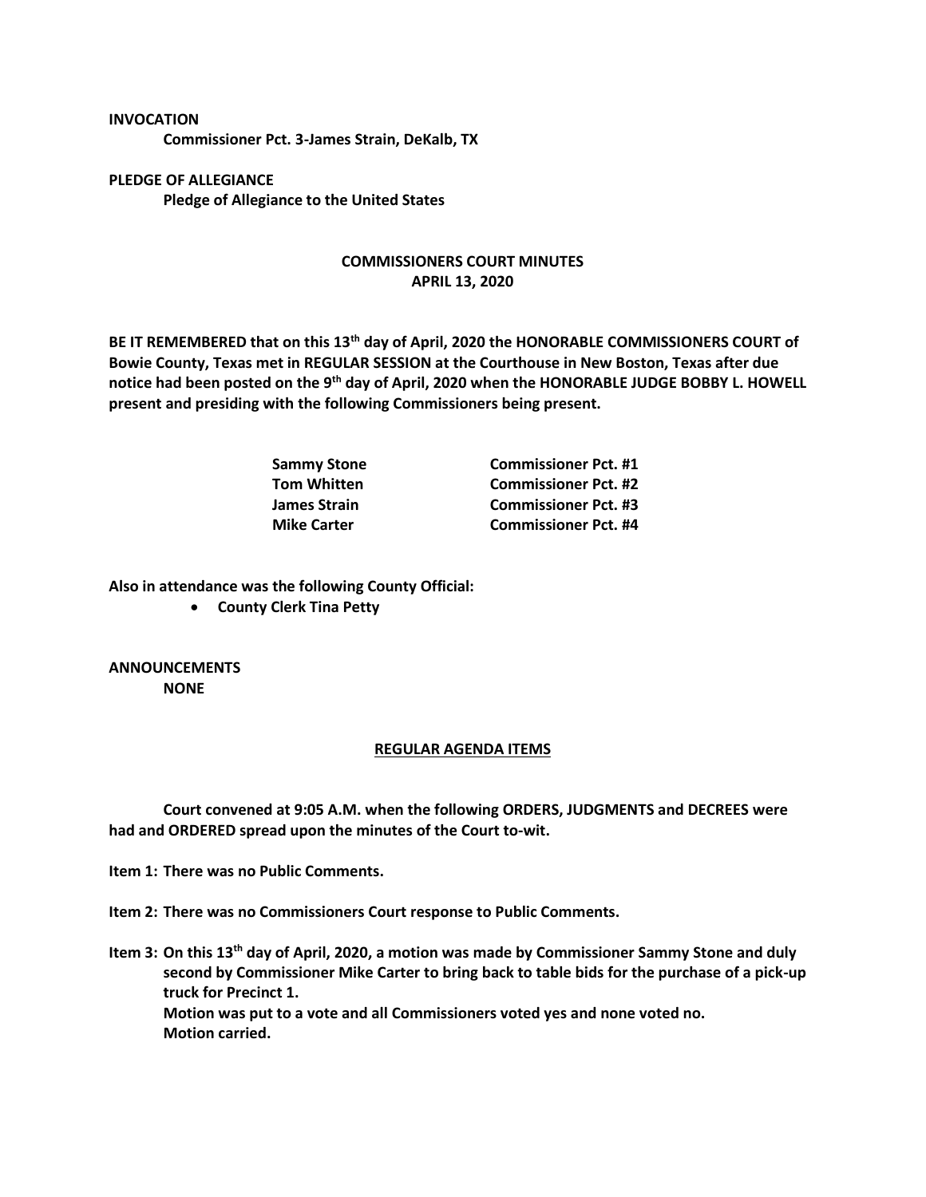**INVOCATION**

**Commissioner Pct. 3-James Strain, DeKalb, TX**

**PLEDGE OF ALLEGIANCE**

**Pledge of Allegiance to the United States**

## COMMISSIONERS COURT MINUTES
## APRIL 13, 2020

**BE IT REMEMBERED that on this 13th day of April, 2020 the HONORABLE COMMISSIONERS COURT of Bowie County, Texas met in REGULAR SESSION at the Courthouse in New Boston, Texas after due notice had been posted on the 9th day of April, 2020 when the HONORABLE JUDGE BOBBY L. HOWELL present and presiding with the following Commissioners being present.**

| | |
|---|---|
| **Sammy Stone** | **Commissioner Pct. #1** |
| **Tom Whitten** | **Commissioner Pct. #2** |
| **James Strain** | **Commissioner Pct. #3** |
| **Mike Carter** | **Commissioner Pct. #4** |

**Also in attendance was the following County Official:**

- **County Clerk Tina Petty**

**ANNOUNCEMENTS**

**NONE**

### REGULAR AGENDA ITEMS

**Court convened at 9:05 A.M. when the following ORDERS, JUDGMENTS and DECREES were had and ORDERED spread upon the minutes of the Court to-wit.**

**Item 1: There was no Public Comments.**

**Item 2: There was no Commissioners Court response to Public Comments.**

**Item 3: On this 13th day of April, 2020, a motion was made by Commissioner Sammy Stone and duly second by Commissioner Mike Carter to bring back to table bids for the purchase of a pick-up truck for Precinct 1.**
**Motion was put to a vote and all Commissioners voted yes and none voted no.**
**Motion carried.**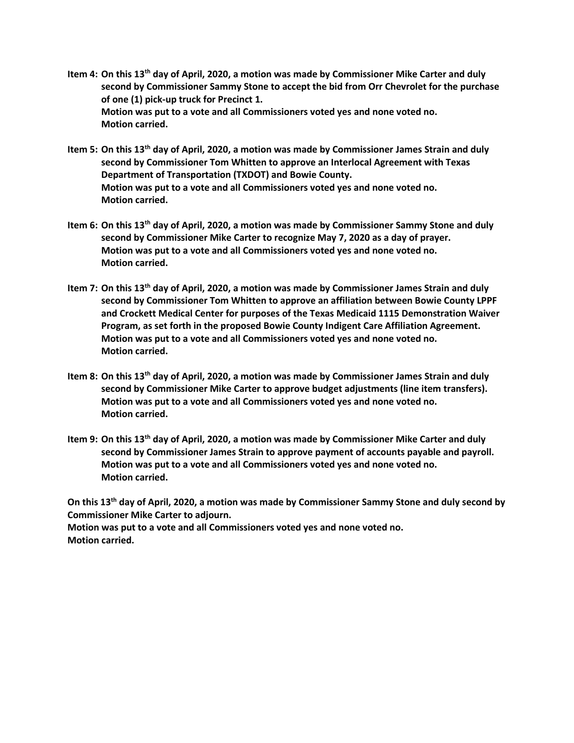**Item 4: On this 13th day of April, 2020, a motion was made by Commissioner Mike Carter and duly second by Commissioner Sammy Stone to accept the bid from Orr Chevrolet for the purchase of one (1) pick-up truck for Precinct 1.**
**Motion was put to a vote and all Commissioners voted yes and none voted no.**
**Motion carried.**

**Item 5: On this 13th day of April, 2020, a motion was made by Commissioner James Strain and duly second by Commissioner Tom Whitten to approve an Interlocal Agreement with Texas Department of Transportation (TXDOT) and Bowie County.**
**Motion was put to a vote and all Commissioners voted yes and none voted no.**
**Motion carried.**

**Item 6: On this 13th day of April, 2020, a motion was made by Commissioner Sammy Stone and duly second by Commissioner Mike Carter to recognize May 7, 2020 as a day of prayer.**
**Motion was put to a vote and all Commissioners voted yes and none voted no.**
**Motion carried.**

**Item 7: On this 13th day of April, 2020, a motion was made by Commissioner James Strain and duly second by Commissioner Tom Whitten to approve an affiliation between Bowie County LPPF and Crockett Medical Center for purposes of the Texas Medicaid 1115 Demonstration Waiver Program, as set forth in the proposed Bowie County Indigent Care Affiliation Agreement.**
**Motion was put to a vote and all Commissioners voted yes and none voted no.**
**Motion carried.**

**Item 8: On this 13th day of April, 2020, a motion was made by Commissioner James Strain and duly second by Commissioner Mike Carter to approve budget adjustments (line item transfers).**
**Motion was put to a vote and all Commissioners voted yes and none voted no.**
**Motion carried.**

**Item 9: On this 13th day of April, 2020, a motion was made by Commissioner Mike Carter and duly second by Commissioner James Strain to approve payment of accounts payable and payroll.**
**Motion was put to a vote and all Commissioners voted yes and none voted no.**
**Motion carried.**

**On this 13th day of April, 2020, a motion was made by Commissioner Sammy Stone and duly second by Commissioner Mike Carter to adjourn.**
**Motion was put to a vote and all Commissioners voted yes and none voted no.**
**Motion carried.**